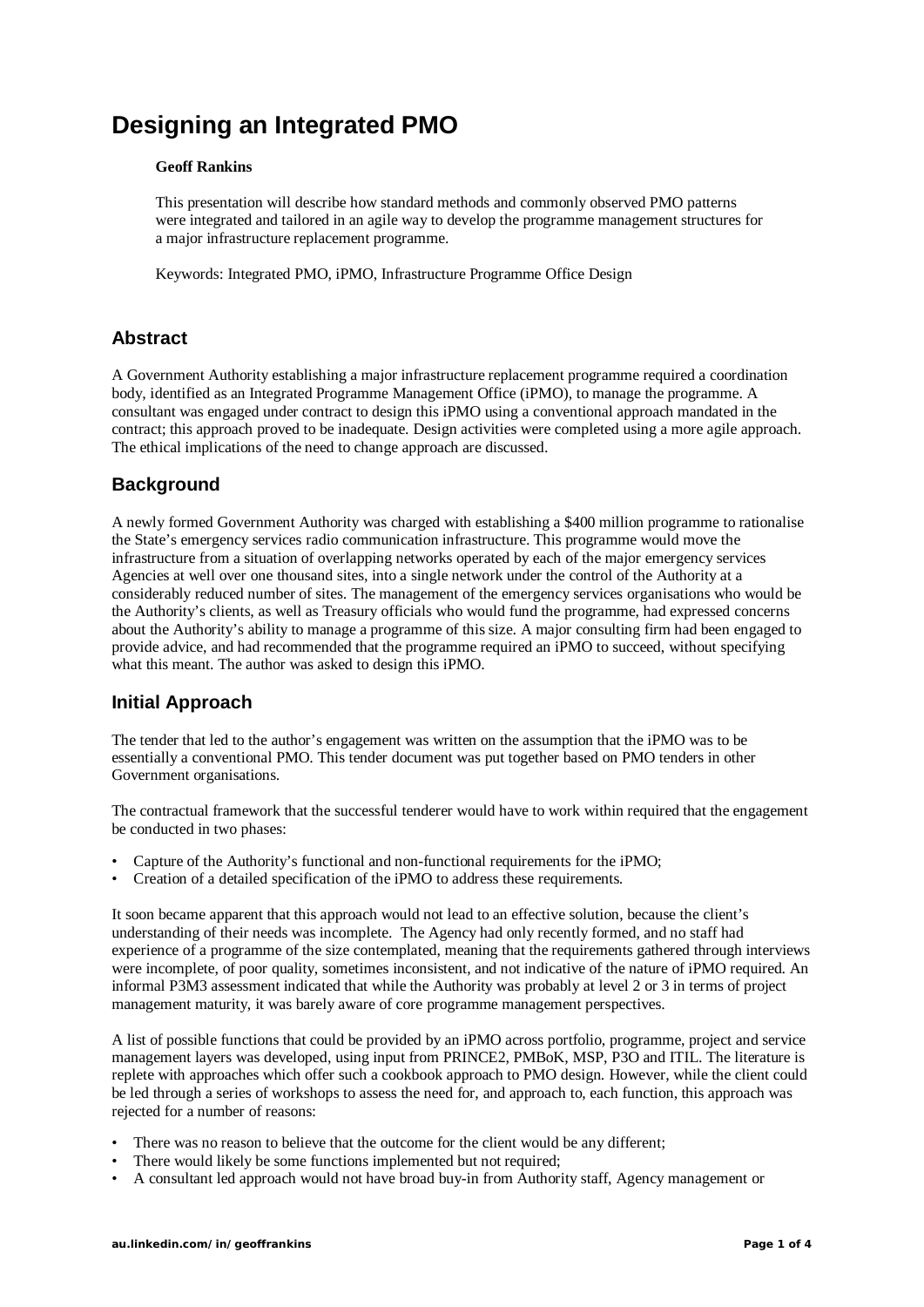# Designing an Integrated PMO

**Geoff Rankins**

This presentation will describe how standard methods and commonly observed PMO patterns were integrated and tailored in an agile way to develop the programme management structures for a major infrastructure replacement programme.

Keywords: Integrated PMO, iPMO, Infrastructure Programme Office Design

## Abstract

A Government Authority establishing a major infrastructure replacement programme required a coordination body, identified as an Integrated Programme Management Office (iPMO), to manage the programme. A consultant was engaged under contract to design this iPMO using a conventional approach mandated in the contract; this approach proved to be inadequate. Design activities were completed using a more agile approach. The ethical implications of the need to change approach are discussed.

## Background

A newly formed Government Authority was charged with establishing a $400 million programme to rationalise the State's emergency services radio communication infrastructure. This programme would move the infrastructure from a situation of overlapping networks operated by each of the major emergency services Agencies at well over one thousand sites, into a single network under the control of the Authority at a considerably reduced number of sites. The management of the emergency services organisations who would be the Authority's clients, as well as Treasury officials who would fund the programme, had expressed concerns about the Authority's ability to manage a programme of this size. A major consulting firm had been engaged to provide advice, and had recommended that the programme required an iPMO to succeed, without specifying what this meant. The author was asked to design this iPMO.

## Initial Approach

The tender that led to the author's engagement was written on the assumption that the iPMO was to be essentially a conventional PMO. This tender document was put together based on PMO tenders in other Government organisations.

The contractual framework that the successful tenderer would have to work within required that the engagement be conducted in two phases:

- Capture of the Authority's functional and non-functional requirements for the iPMO;
- Creation of a detailed specification of the iPMO to address these requirements.

It soon became apparent that this approach would not lead to an effective solution, because the client's understanding of their needs was incomplete. The Agency had only recently formed, and no staff had experience of a programme of the size contemplated, meaning that the requirements gathered through interviews were incomplete, of poor quality, sometimes inconsistent, and not indicative of the nature of iPMO required. An informal P3M3 assessment indicated that while the Authority was probably at level 2 or 3 in terms of project management maturity, it was barely aware of core programme management perspectives.

A list of possible functions that could be provided by an iPMO across portfolio, programme, project and service management layers was developed, using input from PRINCE2, PMBoK, MSP, P3O and ITIL. The literature is replete with approaches which offer such a cookbook approach to PMO design. However, while the client could be led through a series of workshops to assess the need for, and approach to, each function, this approach was rejected for a number of reasons:

- There was no reason to believe that the outcome for the client would be any different;
- There would likely be some functions implemented but not required;
- A consultant led approach would not have broad buy-in from Authority staff, Agency management or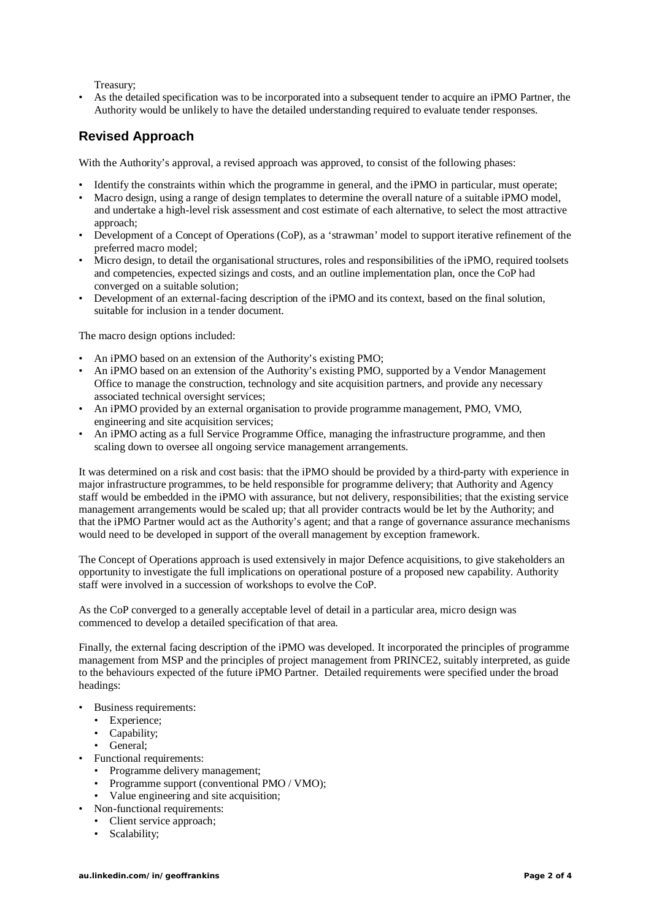Treasury;

- As the detailed specification was to be incorporated into a subsequent tender to acquire an iPMO Partner, the Authority would be unlikely to have the detailed understanding required to evaluate tender responses.

## Revised Approach

With the Authority's approval, a revised approach was approved, to consist of the following phases:

- Identify the constraints within which the programme in general, and the iPMO in particular, must operate;
- Macro design, using a range of design templates to determine the overall nature of a suitable iPMO model, and undertake a high-level risk assessment and cost estimate of each alternative, to select the most attractive approach;
- Development of a Concept of Operations (CoP), as a 'strawman' model to support iterative refinement of the preferred macro model;
- Micro design, to detail the organisational structures, roles and responsibilities of the iPMO, required toolsets and competencies, expected sizings and costs, and an outline implementation plan, once the CoP had converged on a suitable solution;
- Development of an external-facing description of the iPMO and its context, based on the final solution, suitable for inclusion in a tender document.

The macro design options included:

- An iPMO based on an extension of the Authority's existing PMO;
- An iPMO based on an extension of the Authority's existing PMO, supported by a Vendor Management Office to manage the construction, technology and site acquisition partners, and provide any necessary associated technical oversight services;
- An iPMO provided by an external organisation to provide programme management, PMO, VMO, engineering and site acquisition services;
- An iPMO acting as a full Service Programme Office, managing the infrastructure programme, and then scaling down to oversee all ongoing service management arrangements.

It was determined on a risk and cost basis: that the iPMO should be provided by a third-party with experience in major infrastructure programmes, to be held responsible for programme delivery; that Authority and Agency staff would be embedded in the iPMO with assurance, but not delivery, responsibilities; that the existing service management arrangements would be scaled up; that all provider contracts would be let by the Authority; and that the iPMO Partner would act as the Authority's agent; and that a range of governance assurance mechanisms would need to be developed in support of the overall management by exception framework.

The Concept of Operations approach is used extensively in major Defence acquisitions, to give stakeholders an opportunity to investigate the full implications on operational posture of a proposed new capability. Authority staff were involved in a succession of workshops to evolve the CoP.

As the CoP converged to a generally acceptable level of detail in a particular area, micro design was commenced to develop a detailed specification of that area.

Finally, the external facing description of the iPMO was developed. It incorporated the principles of programme management from MSP and the principles of project management from PRINCE2, suitably interpreted, as guide to the behaviours expected of the future iPMO Partner. Detailed requirements were specified under the broad headings:

- Business requirements:
  - Experience;
  - Capability;
  - General;
- Functional requirements:
  - Programme delivery management;
  - Programme support (conventional PMO / VMO);
  - Value engineering and site acquisition;
- Non-functional requirements:
  - Client service approach;
  - Scalability;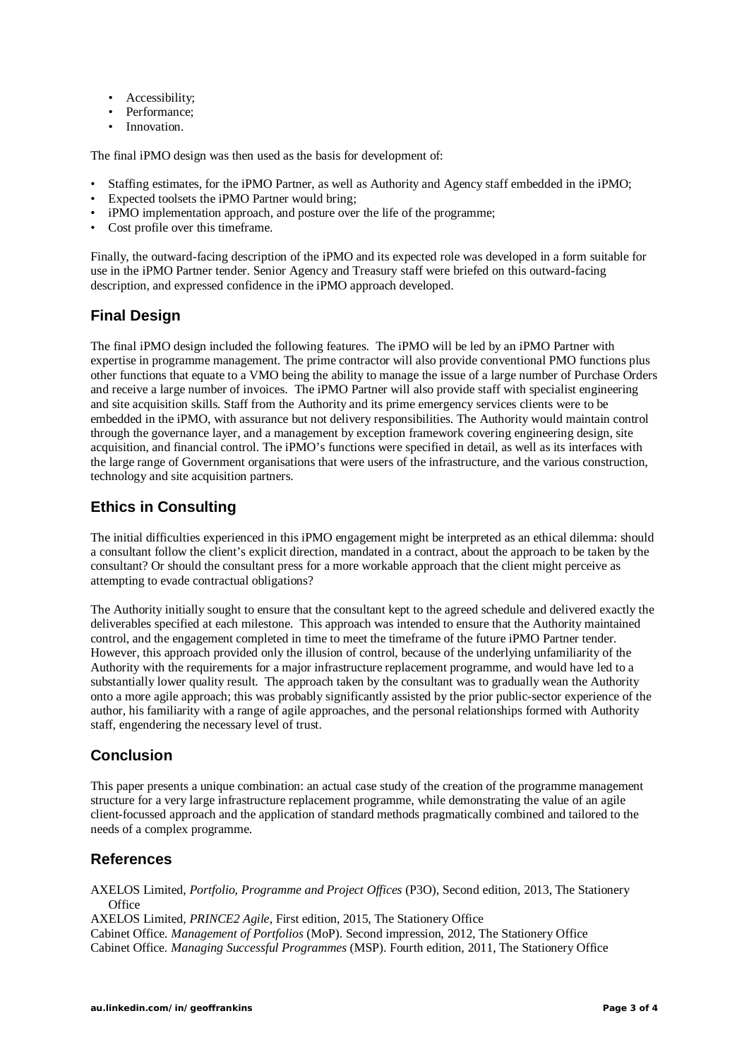- Accessibility;
- Performance;
- Innovation.

The final iPMO design was then used as the basis for development of:

- Staffing estimates, for the iPMO Partner, as well as Authority and Agency staff embedded in the iPMO;
- Expected toolsets the iPMO Partner would bring;
- iPMO implementation approach, and posture over the life of the programme;
- Cost profile over this timeframe.

Finally, the outward-facing description of the iPMO and its expected role was developed in a form suitable for use in the iPMO Partner tender. Senior Agency and Treasury staff were briefed on this outward-facing description, and expressed confidence in the iPMO approach developed.

## Final Design

The final iPMO design included the following features. The iPMO will be led by an iPMO Partner with expertise in programme management. The prime contractor will also provide conventional PMO functions plus other functions that equate to a VMO being the ability to manage the issue of a large number of Purchase Orders and receive a large number of invoices. The iPMO Partner will also provide staff with specialist engineering and site acquisition skills. Staff from the Authority and its prime emergency services clients were to be embedded in the iPMO, with assurance but not delivery responsibilities. The Authority would maintain control through the governance layer, and a management by exception framework covering engineering design, site acquisition, and financial control. The iPMO's functions were specified in detail, as well as its interfaces with the large range of Government organisations that were users of the infrastructure, and the various construction, technology and site acquisition partners.

## Ethics in Consulting

The initial difficulties experienced in this iPMO engagement might be interpreted as an ethical dilemma: should a consultant follow the client's explicit direction, mandated in a contract, about the approach to be taken by the consultant? Or should the consultant press for a more workable approach that the client might perceive as attempting to evade contractual obligations?

The Authority initially sought to ensure that the consultant kept to the agreed schedule and delivered exactly the deliverables specified at each milestone. This approach was intended to ensure that the Authority maintained control, and the engagement completed in time to meet the timeframe of the future iPMO Partner tender. However, this approach provided only the illusion of control, because of the underlying unfamiliarity of the Authority with the requirements for a major infrastructure replacement programme, and would have led to a substantially lower quality result. The approach taken by the consultant was to gradually wean the Authority onto a more agile approach; this was probably significantly assisted by the prior public-sector experience of the author, his familiarity with a range of agile approaches, and the personal relationships formed with Authority staff, engendering the necessary level of trust.

## Conclusion

This paper presents a unique combination: an actual case study of the creation of the programme management structure for a very large infrastructure replacement programme, while demonstrating the value of an agile client-focussed approach and the application of standard methods pragmatically combined and tailored to the needs of a complex programme.

## References

AXELOS Limited, *Portfolio, Programme and Project Offices* (P3O), Second edition, 2013, The Stationery Office

AXELOS Limited, *PRINCE2 Agile*, First edition, 2015, The Stationery Office

Cabinet Office. *Management of Portfolios* (MoP). Second impression, 2012, The Stationery Office

Cabinet Office. *Managing Successful Programmes* (MSP). Fourth edition, 2011, The Stationery Office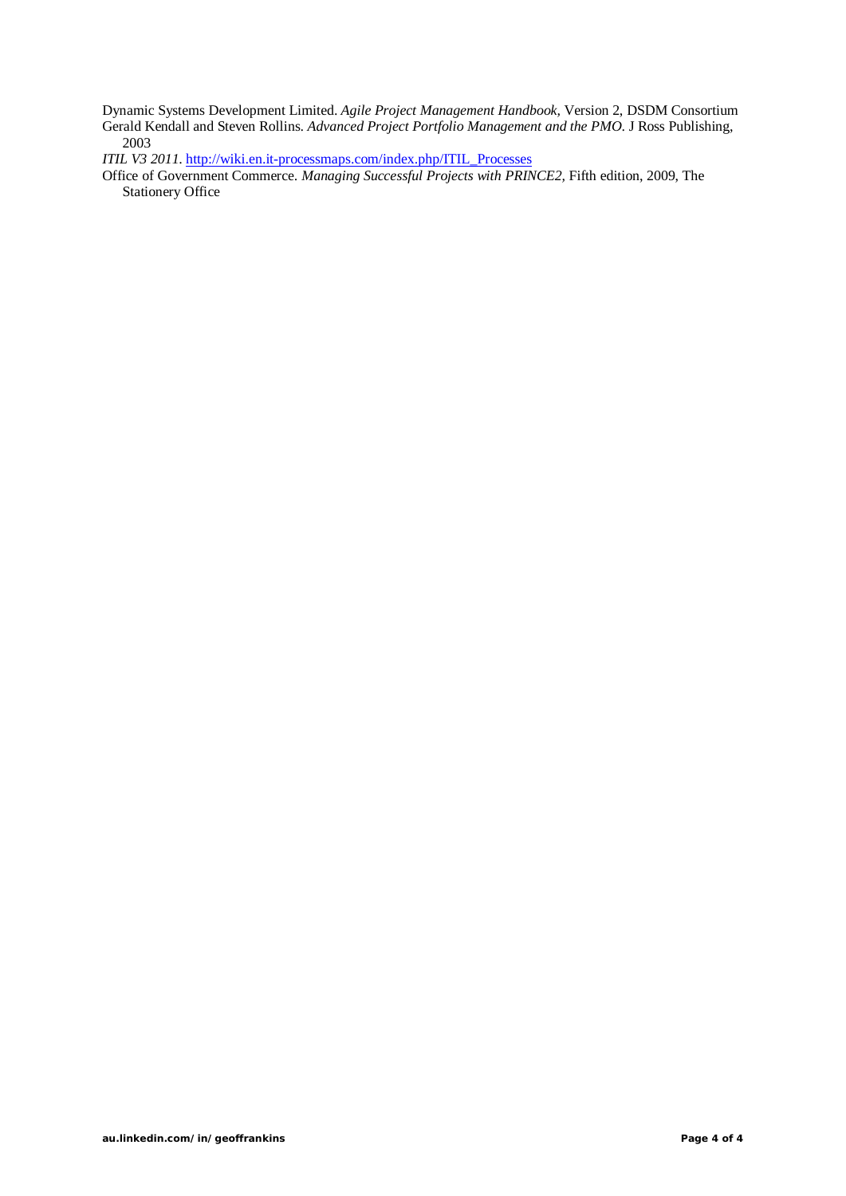Dynamic Systems Development Limited. *Agile Project Management Handbook*, Version 2, DSDM Consortium

Gerald Kendall and Steven Rollins. *Advanced Project Portfolio Management and the PMO*. J Ross Publishing, 2003

*ITIL V3 2011*. http://wiki.en.it-processmaps.com/index.php/ITIL_Processes

Office of Government Commerce. *Managing Successful Projects with PRINCE2,* Fifth edition, 2009, The Stationery Office